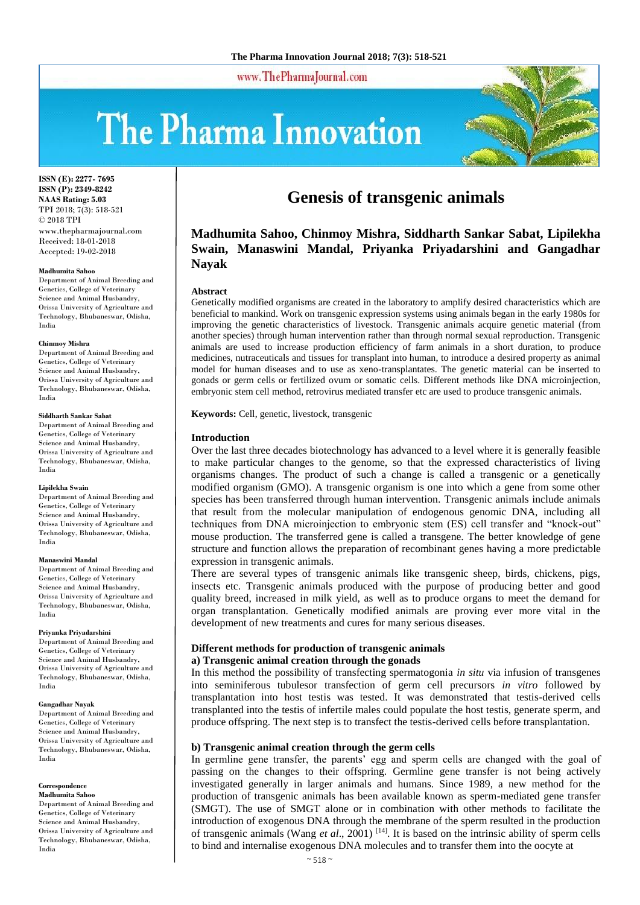# Genesis of transgenic animals

**Madhumita Sahoo, Chinmoy Mishra, Siddharth Sankar Sabat, Lipilekha Swain, Manaswini Mandal, Priyanka Priyadarshini and Gangadhar Nayak**

ISSN (E): 2277- 7695
ISSN (P): 2349-8242
NAAS Rating: 5.03
TPI 2018; 7(3): 518-521
© 2018 TPI
www.thepharmajournal.com
Received: 18-01-2018
Accepted: 19-02-2018

**Madhumita Sahoo**
Department of Animal Breeding and Genetics, College of Veterinary Science and Animal Husbandry, Orissa University of Agriculture and Technology, Bhubaneswar, Odisha, India

**Chinmoy Mishra**
Department of Animal Breeding and Genetics, College of Veterinary Science and Animal Husbandry, Orissa University of Agriculture and Technology, Bhubaneswar, Odisha, India

**Siddharth Sankar Sabat**
Department of Animal Breeding and Genetics, College of Veterinary Science and Animal Husbandry, Orissa University of Agriculture and Technology, Bhubaneswar, Odisha, India

**Lipilekha Swain**
Department of Animal Breeding and Genetics, College of Veterinary Science and Animal Husbandry, Orissa University of Agriculture and Technology, Bhubaneswar, Odisha, India

**Manaswini Mandal**
Department of Animal Breeding and Genetics, College of Veterinary Science and Animal Husbandry, Orissa University of Agriculture and Technology, Bhubaneswar, Odisha, India

**Priyanka Priyadarshini**
Department of Animal Breeding and Genetics, College of Veterinary Science and Animal Husbandry, Orissa University of Agriculture and Technology, Bhubaneswar, Odisha, India

**Gangadhar Nayak**
Department of Animal Breeding and Genetics, College of Veterinary Science and Animal Husbandry, Orissa University of Agriculture and Technology, Bhubaneswar, Odisha, India

**Correspondence**
**Madhumita Sahoo**
Department of Animal Breeding and Genetics, College of Veterinary Science and Animal Husbandry, Orissa University of Agriculture and Technology, Bhubaneswar, Odisha, India

## Abstract

Genetically modified organisms are created in the laboratory to amplify desired characteristics which are beneficial to mankind. Work on transgenic expression systems using animals began in the early 1980s for improving the genetic characteristics of livestock. Transgenic animals acquire genetic material (from another species) through human intervention rather than through normal sexual reproduction. Transgenic animals are used to increase production efficiency of farm animals in a short duration, to produce medicines, nutraceuticals and tissues for transplant into human, to introduce a desired property as animal model for human diseases and to use as xeno-transplantates. The genetic material can be inserted to gonads or germ cells or fertilized ovum or somatic cells. Different methods like DNA microinjection, embryonic stem cell method, retrovirus mediated transfer etc are used to produce transgenic animals.

**Keywords:** Cell, genetic, livestock, transgenic

## Introduction

Over the last three decades biotechnology has advanced to a level where it is generally feasible to make particular changes to the genome, so that the expressed characteristics of living organisms changes. The product of such a change is called a transgenic or a genetically modified organism (GMO). A transgenic organism is one into which a gene from some other species has been transferred through human intervention. Transgenic animals include animals that result from the molecular manipulation of endogenous genomic DNA, including all techniques from DNA microinjection to embryonic stem (ES) cell transfer and "knock-out" mouse production. The transferred gene is called a transgene. The better knowledge of gene structure and function allows the preparation of recombinant genes having a more predictable expression in transgenic animals.

There are several types of transgenic animals like transgenic sheep, birds, chickens, pigs, insects etc. Transgenic animals produced with the purpose of producing better and good quality breed, increased in milk yield, as well as to produce organs to meet the demand for organ transplantation. Genetically modified animals are proving ever more vital in the development of new treatments and cures for many serious diseases.

## Different methods for production of transgenic animals

### a) Transgenic animal creation through the gonads

In this method the possibility of transfecting spermatogonia *in situ* via infusion of transgenes into seminiferous tubulesor transfection of germ cell precursors *in vitro* followed by transplantation into host testis was tested. It was demonstrated that testis-derived cells transplanted into the testis of infertile males could populate the host testis, generate sperm, and produce offspring. The next step is to transfect the testis-derived cells before transplantation.

### b) Transgenic animal creation through the germ cells

In germline gene transfer, the parents' egg and sperm cells are changed with the goal of passing on the changes to their offspring. Germline gene transfer is not being actively investigated generally in larger animals and humans. Since 1989, a new method for the production of transgenic animals has been available known as sperm-mediated gene transfer (SMGT). The use of SMGT alone or in combination with other methods to facilitate the introduction of exogenous DNA through the membrane of the sperm resulted in the production of transgenic animals (Wang *et al*., 2001) [14]. It is based on the intrinsic ability of sperm cells to bind and internalise exogenous DNA molecules and to transfer them into the oocyte at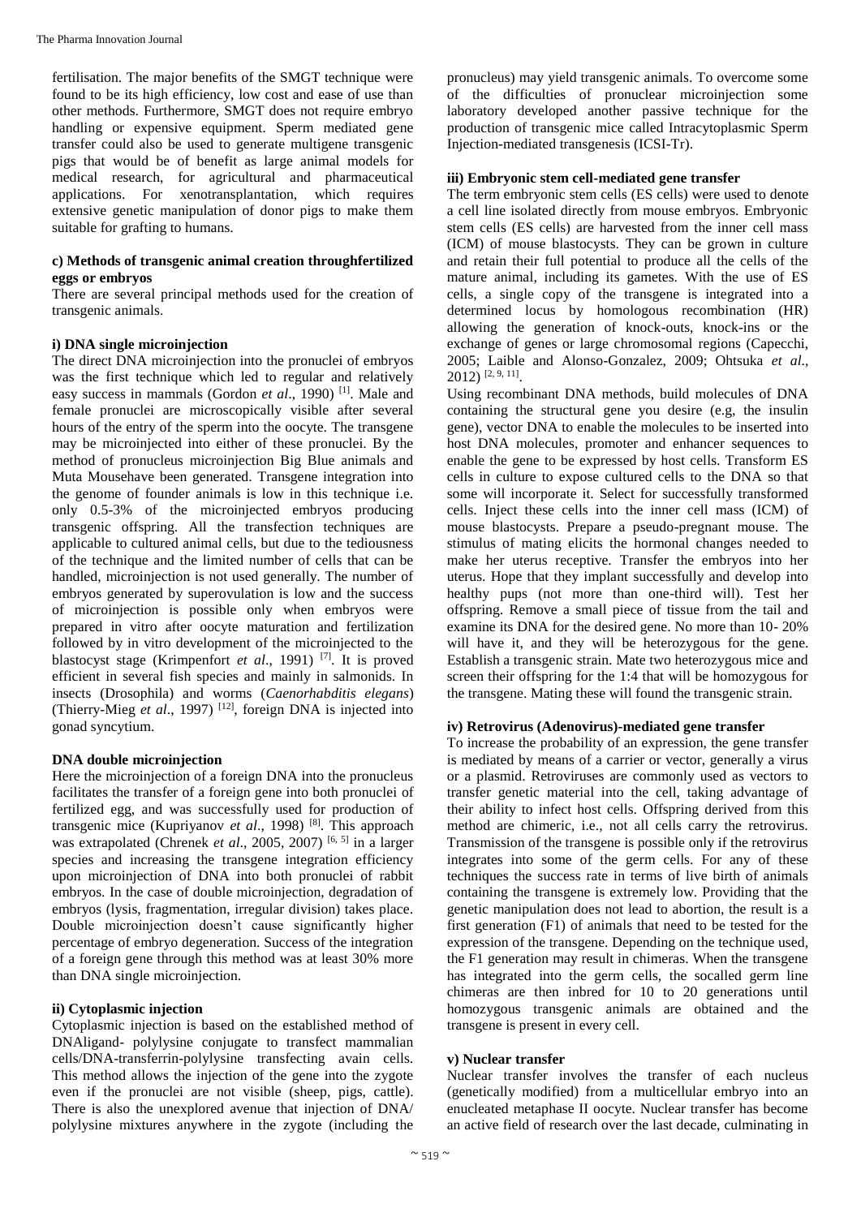fertilisation. The major benefits of the SMGT technique were found to be its high efficiency, low cost and ease of use than other methods. Furthermore, SMGT does not require embryo handling or expensive equipment. Sperm mediated gene transfer could also be used to generate multigene transgenic pigs that would be of benefit as large animal models for medical research, for agricultural and pharmaceutical applications. For xenotransplantation, which requires extensive genetic manipulation of donor pigs to make them suitable for grafting to humans.

#### c) Methods of transgenic animal creation throughfertilized eggs or embryos

There are several principal methods used for the creation of transgenic animals.

#### i) DNA single microinjection

The direct DNA microinjection into the pronuclei of embryos was the first technique which led to regular and relatively easy success in mammals (Gordon *et al*., 1990) [1]. Male and female pronuclei are microscopically visible after several hours of the entry of the sperm into the oocyte. The transgene may be microinjected into either of these pronuclei. By the method of pronucleus microinjection Big Blue animals and Muta Mousehave been generated. Transgene integration into the genome of founder animals is low in this technique i.e. only 0.5-3% of the microinjected embryos producing transgenic offspring. All the transfection techniques are applicable to cultured animal cells, but due to the tediousness of the technique and the limited number of cells that can be handled, microinjection is not used generally. The number of embryos generated by superovulation is low and the success of microinjection is possible only when embryos were prepared in vitro after oocyte maturation and fertilization followed by in vitro development of the microinjected to the blastocyst stage (Krimpenfort *et al*., 1991) [7]. It is proved efficient in several fish species and mainly in salmonids. In insects (Drosophila) and worms (*Caenorhabditis elegans*) (Thierry-Mieg *et al*., 1997) [12], foreign DNA is injected into gonad syncytium.

#### DNA double microinjection

Here the microinjection of a foreign DNA into the pronucleus facilitates the transfer of a foreign gene into both pronuclei of fertilized egg, and was successfully used for production of transgenic mice (Kupriyanov *et al*., 1998) [8]. This approach was extrapolated (Chrenek *et al*., 2005, 2007) [6, 5] in a larger species and increasing the transgene integration efficiency upon microinjection of DNA into both pronuclei of rabbit embryos. In the case of double microinjection, degradation of embryos (lysis, fragmentation, irregular division) takes place. Double microinjection doesn't cause significantly higher percentage of embryo degeneration. Success of the integration of a foreign gene through this method was at least 30% more than DNA single microinjection.

#### ii) Cytoplasmic injection

Cytoplasmic injection is based on the established method of DNAligand- polylysine conjugate to transfect mammalian cells/DNA-transferrin-polylysine transfecting avain cells. This method allows the injection of the gene into the zygote even if the pronuclei are not visible (sheep, pigs, cattle). There is also the unexplored avenue that injection of DNA/ polylysine mixtures anywhere in the zygote (including the pronucleus) may yield transgenic animals. To overcome some of the difficulties of pronuclear microinjection some laboratory developed another passive technique for the production of transgenic mice called Intracytoplasmic Sperm Injection-mediated transgenesis (ICSI-Tr).

#### iii) Embryonic stem cell-mediated gene transfer

The term embryonic stem cells (ES cells) were used to denote a cell line isolated directly from mouse embryos. Embryonic stem cells (ES cells) are harvested from the inner cell mass (ICM) of mouse blastocysts. They can be grown in culture and retain their full potential to produce all the cells of the mature animal, including its gametes. With the use of ES cells, a single copy of the transgene is integrated into a determined locus by homologous recombination (HR) allowing the generation of knock-outs, knock-ins or the exchange of genes or large chromosomal regions (Capecchi, 2005; Laible and Alonso-Gonzalez, 2009; Ohtsuka *et al*., 2012) [2, 9, 11].

Using recombinant DNA methods, build molecules of DNA containing the structural gene you desire (e.g, the insulin gene), vector DNA to enable the molecules to be inserted into host DNA molecules, promoter and enhancer sequences to enable the gene to be expressed by host cells. Transform ES cells in culture to expose cultured cells to the DNA so that some will incorporate it. Select for successfully transformed cells. Inject these cells into the inner cell mass (ICM) of mouse blastocysts. Prepare a pseudo-pregnant mouse. The stimulus of mating elicits the hormonal changes needed to make her uterus receptive. Transfer the embryos into her uterus. Hope that they implant successfully and develop into healthy pups (not more than one-third will). Test her offspring. Remove a small piece of tissue from the tail and examine its DNA for the desired gene. No more than 10- 20% will have it, and they will be heterozygous for the gene. Establish a transgenic strain. Mate two heterozygous mice and screen their offspring for the 1:4 that will be homozygous for the transgene. Mating these will found the transgenic strain.

#### iv) Retrovirus (Adenovirus)-mediated gene transfer

To increase the probability of an expression, the gene transfer is mediated by means of a carrier or vector, generally a virus or a plasmid. Retroviruses are commonly used as vectors to transfer genetic material into the cell, taking advantage of their ability to infect host cells. Offspring derived from this method are chimeric, i.e., not all cells carry the retrovirus. Transmission of the transgene is possible only if the retrovirus integrates into some of the germ cells. For any of these techniques the success rate in terms of live birth of animals containing the transgene is extremely low. Providing that the genetic manipulation does not lead to abortion, the result is a first generation (F1) of animals that need to be tested for the expression of the transgene. Depending on the technique used, the F1 generation may result in chimeras. When the transgene has integrated into the germ cells, the socalled germ line chimeras are then inbred for 10 to 20 generations until homozygous transgenic animals are obtained and the transgene is present in every cell.

#### v) Nuclear transfer

Nuclear transfer involves the transfer of each nucleus (genetically modified) from a multicellular embryo into an enucleated metaphase II oocyte. Nuclear transfer has become an active field of research over the last decade, culminating in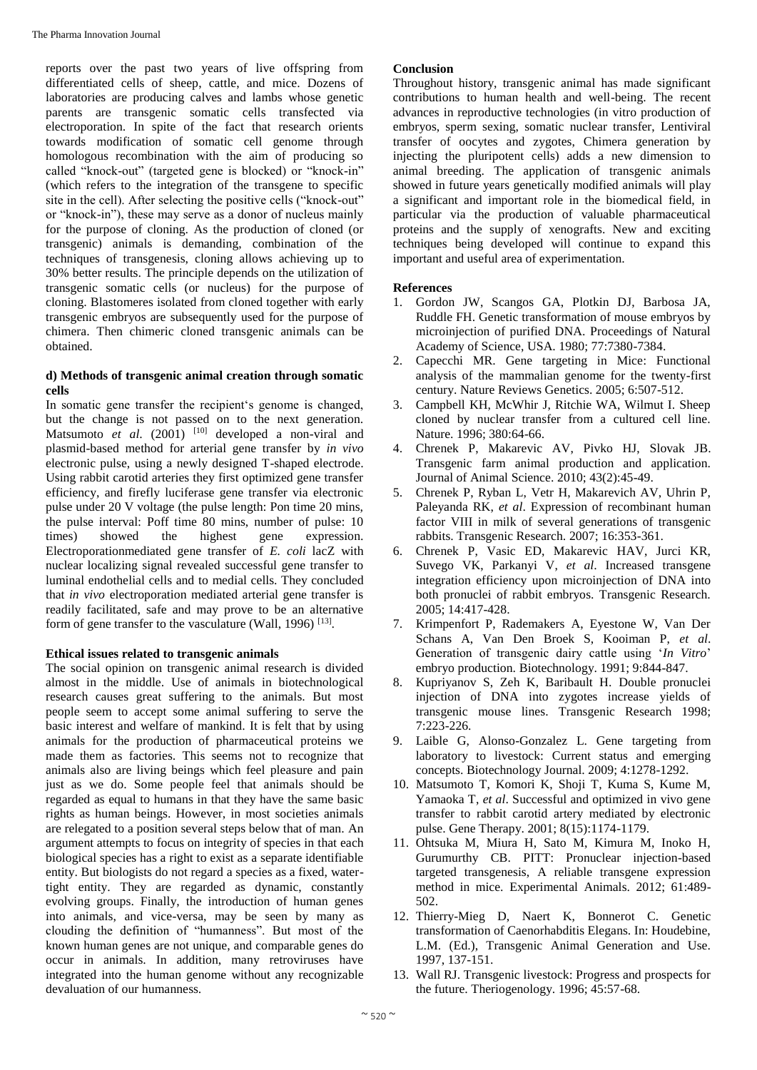reports over the past two years of live offspring from differentiated cells of sheep, cattle, and mice. Dozens of laboratories are producing calves and lambs whose genetic parents are transgenic somatic cells transfected via electroporation. In spite of the fact that research orients towards modification of somatic cell genome through homologous recombination with the aim of producing so called "knock-out" (targeted gene is blocked) or "knock-in" (which refers to the integration of the transgene to specific site in the cell). After selecting the positive cells ("knock-out" or "knock-in"), these may serve as a donor of nucleus mainly for the purpose of cloning. As the production of cloned (or transgenic) animals is demanding, combination of the techniques of transgenesis, cloning allows achieving up to 30% better results. The principle depends on the utilization of transgenic somatic cells (or nucleus) for the purpose of cloning. Blastomeres isolated from cloned together with early transgenic embryos are subsequently used for the purpose of chimera. Then chimeric cloned transgenic animals can be obtained.

### d) Methods of transgenic animal creation through somatic cells

In somatic gene transfer the recipient's genome is changed, but the change is not passed on to the next generation. Matsumoto *et al.* (2001) [10] developed a non-viral and plasmid-based method for arterial gene transfer by *in vivo* electronic pulse, using a newly designed T-shaped electrode. Using rabbit carotid arteries they first optimized gene transfer efficiency, and firefly luciferase gene transfer via electronic pulse under 20 V voltage (the pulse length: Pon time 20 mins, the pulse interval: Poff time 80 mins, number of pulse: 10 times) showed the highest gene expression. Electroporationmediated gene transfer of *E. coli* lacZ with nuclear localizing signal revealed successful gene transfer to luminal endothelial cells and to medial cells. They concluded that *in vivo* electroporation mediated arterial gene transfer is readily facilitated, safe and may prove to be an alternative form of gene transfer to the vasculature (Wall, 1996) [13].

### Ethical issues related to transgenic animals

The social opinion on transgenic animal research is divided almost in the middle. Use of animals in biotechnological research causes great suffering to the animals. But most people seem to accept some animal suffering to serve the basic interest and welfare of mankind. It is felt that by using animals for the production of pharmaceutical proteins we made them as factories. This seems not to recognize that animals also are living beings which feel pleasure and pain just as we do. Some people feel that animals should be regarded as equal to humans in that they have the same basic rights as human beings. However, in most societies animals are relegated to a position several steps below that of man. An argument attempts to focus on integrity of species in that each biological species has a right to exist as a separate identifiable entity. But biologists do not regard a species as a fixed, water-tight entity. They are regarded as dynamic, constantly evolving groups. Finally, the introduction of human genes into animals, and vice-versa, may be seen by many as clouding the definition of "humanness". But most of the known human genes are not unique, and comparable genes do occur in animals. In addition, many retroviruses have integrated into the human genome without any recognizable devaluation of our humanness.

### Conclusion

Throughout history, transgenic animal has made significant contributions to human health and well-being. The recent advances in reproductive technologies (in vitro production of embryos, sperm sexing, somatic nuclear transfer, Lentiviral transfer of oocytes and zygotes, Chimera generation by injecting the pluripotent cells) adds a new dimension to animal breeding. The application of transgenic animals showed in future years genetically modified animals will play a significant and important role in the biomedical field, in particular via the production of valuable pharmaceutical proteins and the supply of xenografts. New and exciting techniques being developed will continue to expand this important and useful area of experimentation.

### References

1. Gordon JW, Scangos GA, Plotkin DJ, Barbosa JA, Ruddle FH. Genetic transformation of mouse embryos by microinjection of purified DNA. Proceedings of Natural Academy of Science, USA. 1980; 77:7380-7384.
2. Capecchi MR. Gene targeting in Mice: Functional analysis of the mammalian genome for the twenty-first century. Nature Reviews Genetics. 2005; 6:507-512.
3. Campbell KH, McWhir J, Ritchie WA, Wilmut I. Sheep cloned by nuclear transfer from a cultured cell line. Nature. 1996; 380:64-66.
4. Chrenek P, Makarevic AV, Pivko HJ, Slovak JB. Transgenic farm animal production and application. Journal of Animal Science. 2010; 43(2):45-49.
5. Chrenek P, Ryban L, Vetr H, Makarevich AV, Uhrin P, Paleyanda RK, *et al*. Expression of recombinant human factor VIII in milk of several generations of transgenic rabbits. Transgenic Research. 2007; 16:353-361.
6. Chrenek P, Vasic ED, Makarevic HAV, Jurci KR, Suvego VK, Parkanyi V, *et al*. Increased transgene integration efficiency upon microinjection of DNA into both pronuclei of rabbit embryos. Transgenic Research. 2005; 14:417-428.
7. Krimpenfort P, Rademakers A, Eyestone W, Van Der Schans A, Van Den Broek S, Kooiman P, *et al*. Generation of transgenic dairy cattle using '*In Vitro*' embryo production. Biotechnology. 1991; 9:844-847.
8. Kupriyanov S, Zeh K, Baribault H. Double pronuclei injection of DNA into zygotes increase yields of transgenic mouse lines. Transgenic Research 1998; 7:223-226.
9. Laible G, Alonso-Gonzalez L. Gene targeting from laboratory to livestock: Current status and emerging concepts. Biotechnology Journal. 2009; 4:1278-1292.
10. Matsumoto T, Komori K, Shoji T, Kuma S, Kume M, Yamaoka T, *et al*. Successful and optimized in vivo gene transfer to rabbit carotid artery mediated by electronic pulse. Gene Therapy. 2001; 8(15):1174-1179.
11. Ohtsuka M, Miura H, Sato M, Kimura M, Inoko H, Gurumurthy CB. PITT: Pronuclear injection-based targeted transgenesis, A reliable transgene expression method in mice. Experimental Animals. 2012; 61:489-502.
12. Thierry-Mieg D, Naert K, Bonnerot C. Genetic transformation of Caenorhabditis Elegans. In: Houdebine, L.M. (Ed.), Transgenic Animal Generation and Use. 1997, 137-151.
13. Wall RJ. Transgenic livestock: Progress and prospects for the future. Theriogenology. 1996; 45:57-68.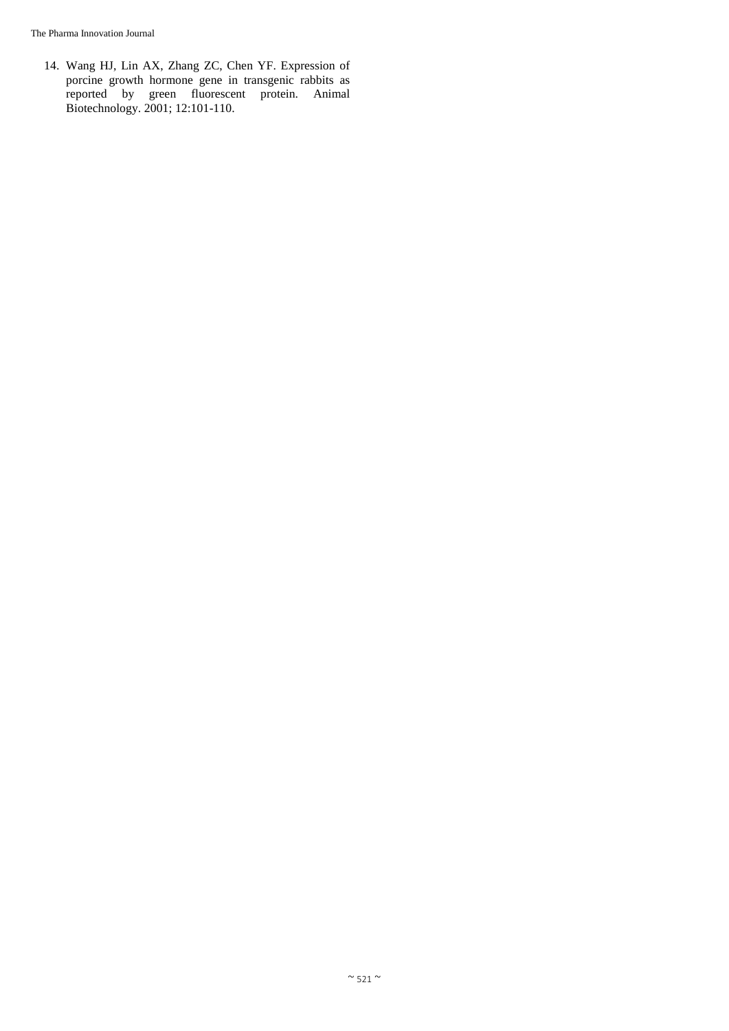14. Wang HJ, Lin AX, Zhang ZC, Chen YF. Expression of porcine growth hormone gene in transgenic rabbits as reported by green fluorescent protein. Animal Biotechnology. 2001; 12:101-110.